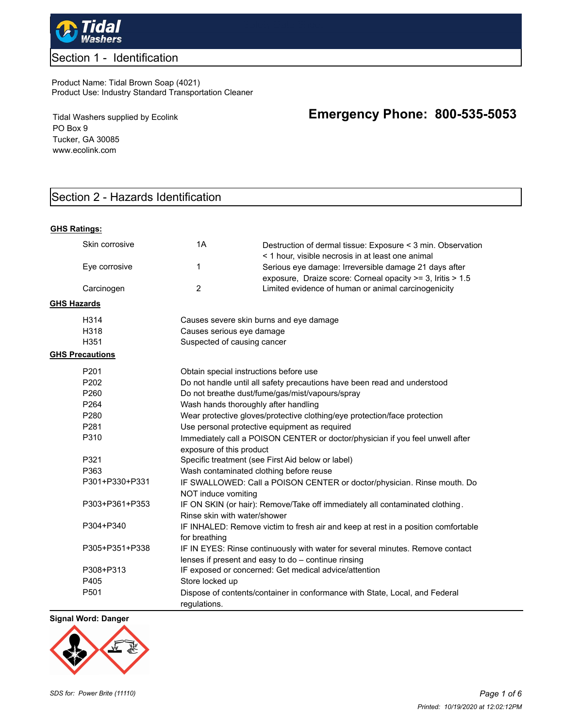# Tidal Washers

## Section 1 - Identification

Product Name: Tidal Brown Soap (4021)
Product Use: Industry Standard Transportation Cleaner

Tidal Washers supplied by Ecolink
PO Box 9
Tucker, GA 30085
www.ecolink.com

**Emergency Phone: 800-535-5053**

## Section 2 - Hazards Identification

**GHS Ratings:**

| | | |
|---|---|---|
| Skin corrosive | 1A | Destruction of dermal tissue: Exposure < 3 min. Observation < 1 hour, visible necrosis in at least one animal |
| Eye corrosive | 1 | Serious eye damage: Irreversible damage 21 days after exposure, Draize score: Corneal opacity >= 3, Iritis > 1.5 |
| Carcinogen | 2 | Limited evidence of human or animal carcinogenicity |

**GHS Hazards**

| | |
|---|---|
| H314 | Causes severe skin burns and eye damage |
| H318 | Causes serious eye damage |
| H351 | Suspected of causing cancer |

**GHS Precautions**

| | |
|---|---|
| P201 | Obtain special instructions before use |
| P202 | Do not handle until all safety precautions have been read and understood |
| P260 | Do not breathe dust/fume/gas/mist/vapours/spray |
| P264 | Wash hands thoroughly after handling |
| P280 | Wear protective gloves/protective clothing/eye protection/face protection |
| P281 | Use personal protective equipment as required |
| P310 | Immediately call a POISON CENTER or doctor/physician if you feel unwell after exposure of this product |
| P321 | Specific treatment (see First Aid below or label) |
| P363 | Wash contaminated clothing before reuse |
| P301+P330+P331 | IF SWALLOWED: Call a POISON CENTER or doctor/physician. Rinse mouth. Do NOT induce vomiting |
| P303+P361+P353 | IF ON SKIN (or hair): Remove/Take off immediately all contaminated clothing. Rinse skin with water/shower |
| P304+P340 | IF INHALED: Remove victim to fresh air and keep at rest in a position comfortable for breathing |
| P305+P351+P338 | IF IN EYES: Rinse continuously with water for several minutes. Remove contact lenses if present and easy to do – continue rinsing |
| P308+P313 | IF exposed or concerned: Get medical advice/attention |
| P405 | Store locked up |
| P501 | Dispose of contents/container in conformance with State, Local, and Federal regulations. |

**Signal Word: Danger**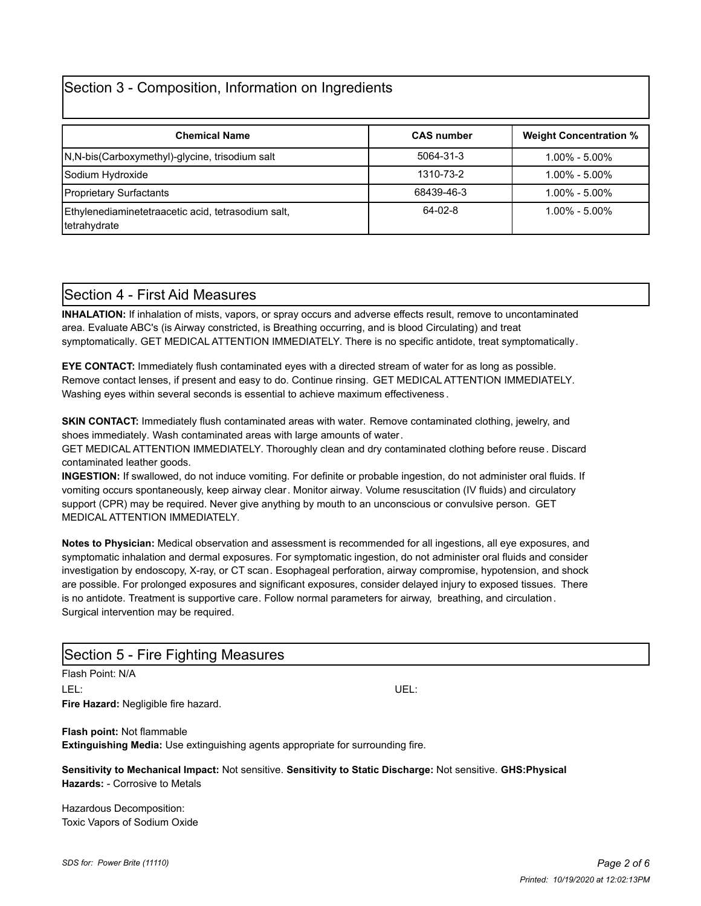## Section 3 - Composition, Information on Ingredients

| Chemical Name | CAS number | Weight Concentration % |
|---|---|---|
| N,N-bis(Carboxymethyl)-glycine, trisodium salt | 5064-31-3 | 1.00% - 5.00% |
| Sodium Hydroxide | 1310-73-2 | 1.00% - 5.00% |
| Proprietary Surfactants | 68439-46-3 | 1.00% - 5.00% |
| Ethylenediaminetetraacetic acid, tetrasodium salt, tetrahydrate | 64-02-8 | 1.00% - 5.00% |

## Section 4 - First Aid Measures

**INHALATION:** If inhalation of mists, vapors, or spray occurs and adverse effects result, remove to uncontaminated area. Evaluate ABC's (is Airway constricted, is Breathing occurring, and is blood Circulating) and treat symptomatically. GET MEDICAL ATTENTION IMMEDIATELY. There is no specific antidote, treat symptomatically.

**EYE CONTACT:** Immediately flush contaminated eyes with a directed stream of water for as long as possible. Remove contact lenses, if present and easy to do. Continue rinsing. GET MEDICAL ATTENTION IMMEDIATELY. Washing eyes within several seconds is essential to achieve maximum effectiveness.

**SKIN CONTACT:** Immediately flush contaminated areas with water. Remove contaminated clothing, jewelry, and shoes immediately. Wash contaminated areas with large amounts of water.
GET MEDICAL ATTENTION IMMEDIATELY. Thoroughly clean and dry contaminated clothing before reuse. Discard contaminated leather goods.

**INGESTION:** If swallowed, do not induce vomiting. For definite or probable ingestion, do not administer oral fluids. If vomiting occurs spontaneously, keep airway clear. Monitor airway. Volume resuscitation (IV fluids) and circulatory support (CPR) may be required. Never give anything by mouth to an unconscious or convulsive person. GET MEDICAL ATTENTION IMMEDIATELY.

**Notes to Physician:** Medical observation and assessment is recommended for all ingestions, all eye exposures, and symptomatic inhalation and dermal exposures. For symptomatic ingestion, do not administer oral fluids and consider investigation by endoscopy, X-ray, or CT scan. Esophageal perforation, airway compromise, hypotension, and shock are possible. For prolonged exposures and significant exposures, consider delayed injury to exposed tissues. There is no antidote. Treatment is supportive care. Follow normal parameters for airway, breathing, and circulation. Surgical intervention may be required.

## Section 5 - Fire Fighting Measures

Flash Point: N/A

LEL: UEL:

**Fire Hazard:** Negligible fire hazard.

**Flash point:** Not flammable

**Extinguishing Media:** Use extinguishing agents appropriate for surrounding fire.

**Sensitivity to Mechanical Impact:** Not sensitive. **Sensitivity to Static Discharge:** Not sensitive. **GHS:Physical Hazards:** - Corrosive to Metals

Hazardous Decomposition:
Toxic Vapors of Sodium Oxide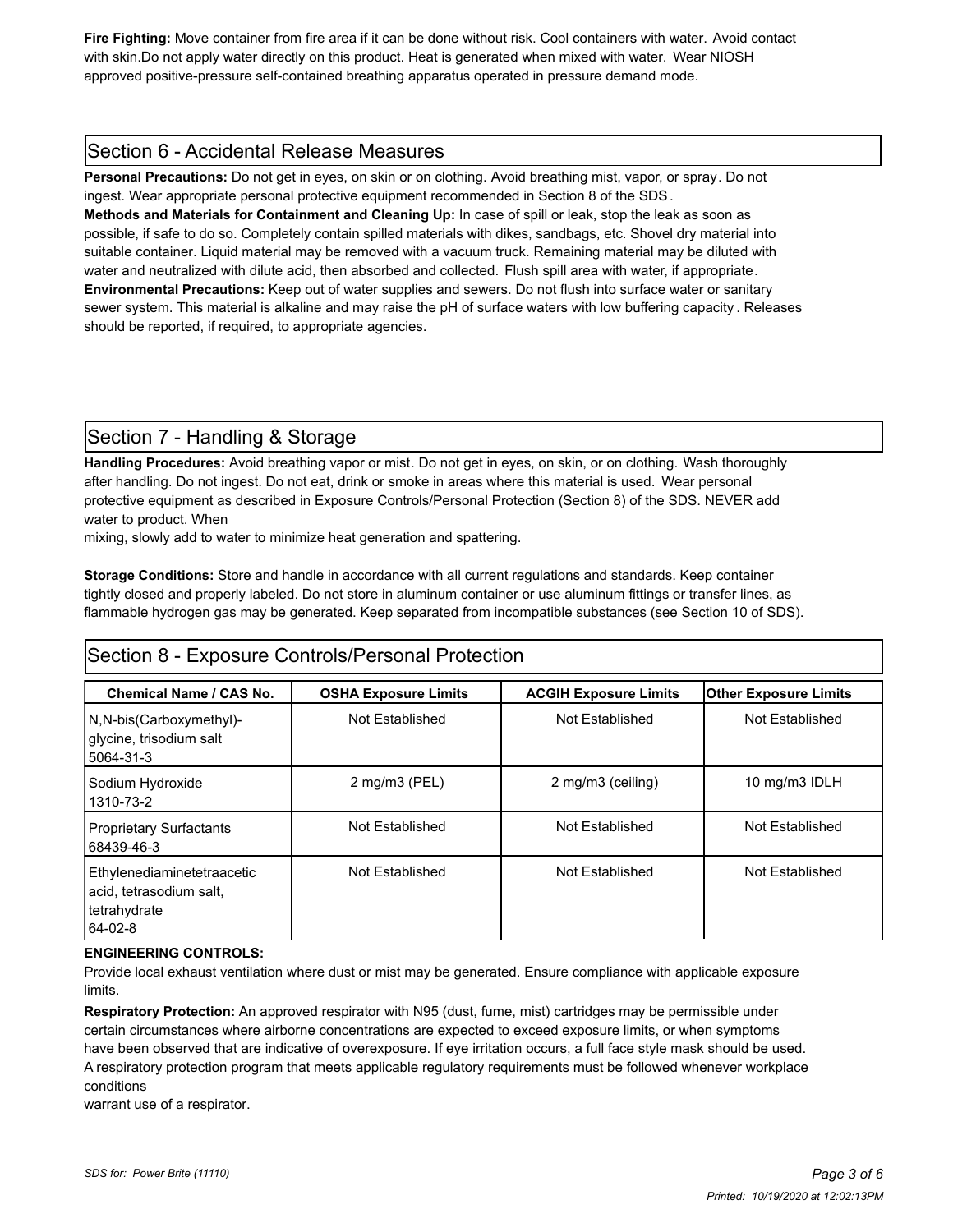**Fire Fighting:** Move container from fire area if it can be done without risk. Cool containers with water. Avoid contact with skin.Do not apply water directly on this product. Heat is generated when mixed with water. Wear NIOSH approved positive-pressure self-contained breathing apparatus operated in pressure demand mode.

## Section 6 - Accidental Release Measures

**Personal Precautions:** Do not get in eyes, on skin or on clothing. Avoid breathing mist, vapor, or spray. Do not ingest. Wear appropriate personal protective equipment recommended in Section 8 of the SDS.

**Methods and Materials for Containment and Cleaning Up:** In case of spill or leak, stop the leak as soon as possible, if safe to do so. Completely contain spilled materials with dikes, sandbags, etc. Shovel dry material into suitable container. Liquid material may be removed with a vacuum truck. Remaining material may be diluted with water and neutralized with dilute acid, then absorbed and collected. Flush spill area with water, if appropriate.

**Environmental Precautions:** Keep out of water supplies and sewers. Do not flush into surface water or sanitary sewer system. This material is alkaline and may raise the pH of surface waters with low buffering capacity. Releases should be reported, if required, to appropriate agencies.

## Section 7 - Handling & Storage

**Handling Procedures:** Avoid breathing vapor or mist. Do not get in eyes, on skin, or on clothing. Wash thoroughly after handling. Do not ingest. Do not eat, drink or smoke in areas where this material is used. Wear personal protective equipment as described in Exposure Controls/Personal Protection (Section 8) of the SDS. NEVER add water to product. When mixing, slowly add to water to minimize heat generation and spattering.

**Storage Conditions:** Store and handle in accordance with all current regulations and standards. Keep container tightly closed and properly labeled. Do not store in aluminum container or use aluminum fittings or transfer lines, as flammable hydrogen gas may be generated. Keep separated from incompatible substances (see Section 10 of SDS).

## Section 8 - Exposure Controls/Personal Protection

| Chemical Name / CAS No. | OSHA Exposure Limits | ACGIH Exposure Limits | Other Exposure Limits |
|---|---|---|---|
| N,N-bis(Carboxymethyl)-glycine, trisodium salt 5064-31-3 | Not Established | Not Established | Not Established |
| Sodium Hydroxide 1310-73-2 | 2 mg/m3 (PEL) | 2 mg/m3 (ceiling) | 10 mg/m3 IDLH |
| Proprietary Surfactants 68439-46-3 | Not Established | Not Established | Not Established |
| Ethylenediaminetetraacetic acid, tetrasodium salt, tetrahydrate 64-02-8 | Not Established | Not Established | Not Established |

**ENGINEERING CONTROLS:**

Provide local exhaust ventilation where dust or mist may be generated. Ensure compliance with applicable exposure limits.

**Respiratory Protection:** An approved respirator with N95 (dust, fume, mist) cartridges may be permissible under certain circumstances where airborne concentrations are expected to exceed exposure limits, or when symptoms have been observed that are indicative of overexposure. If eye irritation occurs, a full face style mask should be used. A respiratory protection program that meets applicable regulatory requirements must be followed whenever workplace conditions warrant use of a respirator.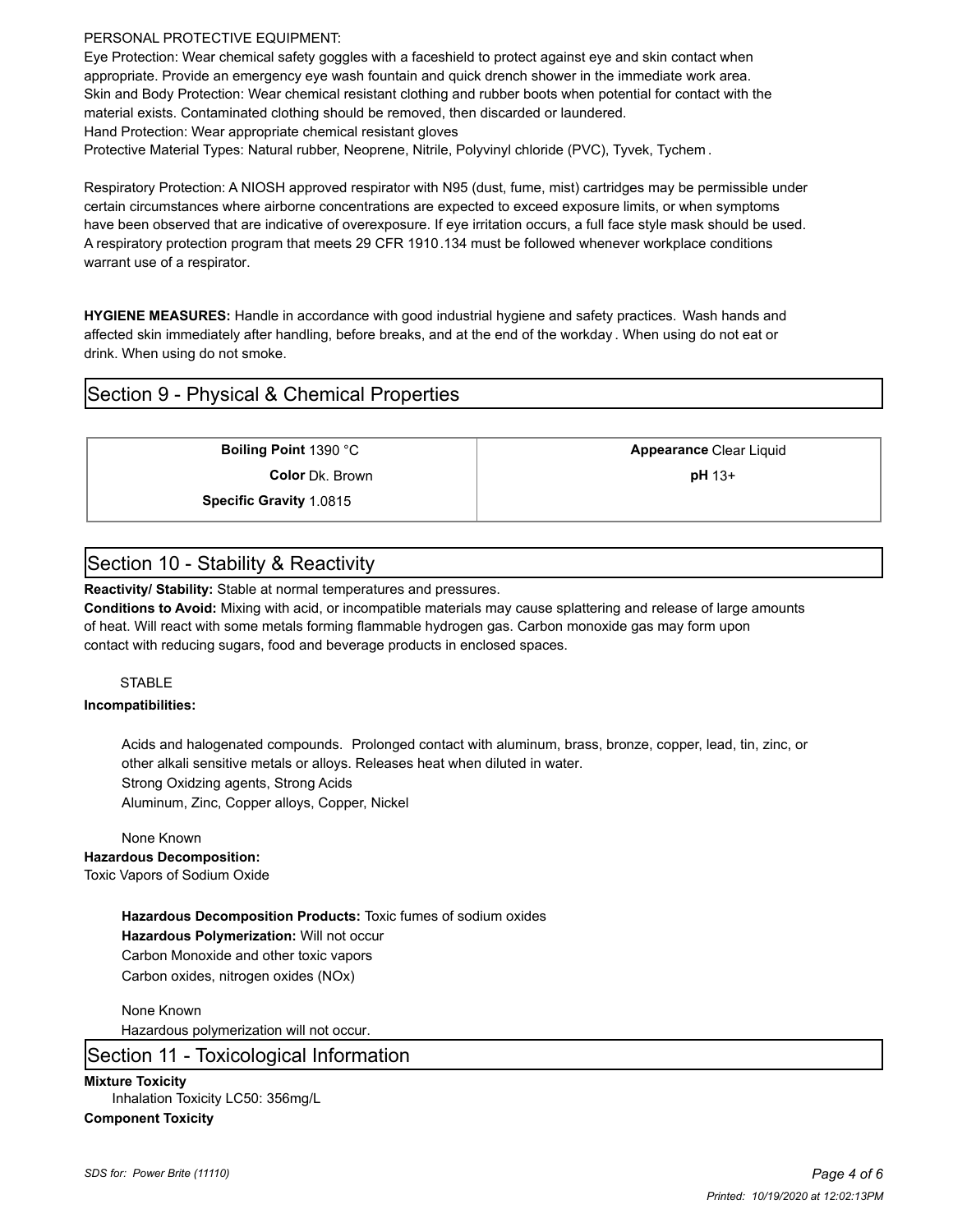PERSONAL PROTECTIVE EQUIPMENT:
Eye Protection: Wear chemical safety goggles with a faceshield to protect against eye and skin contact when appropriate. Provide an emergency eye wash fountain and quick drench shower in the immediate work area.
Skin and Body Protection: Wear chemical resistant clothing and rubber boots when potential for contact with the material exists. Contaminated clothing should be removed, then discarded or laundered.
Hand Protection: Wear appropriate chemical resistant gloves
Protective Material Types: Natural rubber, Neoprene, Nitrile, Polyvinyl chloride (PVC), Tyvek, Tychem.

Respiratory Protection: A NIOSH approved respirator with N95 (dust, fume, mist) cartridges may be permissible under certain circumstances where airborne concentrations are expected to exceed exposure limits, or when symptoms have been observed that are indicative of overexposure. If eye irritation occurs, a full face style mask should be used. A respiratory protection program that meets 29 CFR 1910.134 must be followed whenever workplace conditions warrant use of a respirator.

**HYGIENE MEASURES:** Handle in accordance with good industrial hygiene and safety practices. Wash hands and affected skin immediately after handling, before breaks, and at the end of the workday. When using do not eat or drink. When using do not smoke.

## Section 9 - Physical & Chemical Properties

| | |
|---|---|
| **Boiling Point** 1390 °C | **Appearance** Clear Liquid |
| **Color** Dk. Brown | **pH** 13+ |
| **Specific Gravity** 1.0815 | |

## Section 10 - Stability & Reactivity

**Reactivity/ Stability:** Stable at normal temperatures and pressures.
**Conditions to Avoid:** Mixing with acid, or incompatible materials may cause splattering and release of large amounts of heat. Will react with some metals forming flammable hydrogen gas. Carbon monoxide gas may form upon contact with reducing sugars, food and beverage products in enclosed spaces.

STABLE

**Incompatibilities:**

Acids and halogenated compounds. Prolonged contact with aluminum, brass, bronze, copper, lead, tin, zinc, or other alkali sensitive metals or alloys. Releases heat when diluted in water.
Strong Oxidzing agents, Strong Acids
Aluminum, Zinc, Copper alloys, Copper, Nickel

None Known

**Hazardous Decomposition:**
Toxic Vapors of Sodium Oxide

**Hazardous Decomposition Products:** Toxic fumes of sodium oxides
**Hazardous Polymerization:** Will not occur
Carbon Monoxide and other toxic vapors
Carbon oxides, nitrogen oxides (NOx)

None Known
Hazardous polymerization will not occur.

## Section 11 - Toxicological Information

**Mixture Toxicity**
Inhalation Toxicity LC50: 356mg/L
**Component Toxicity**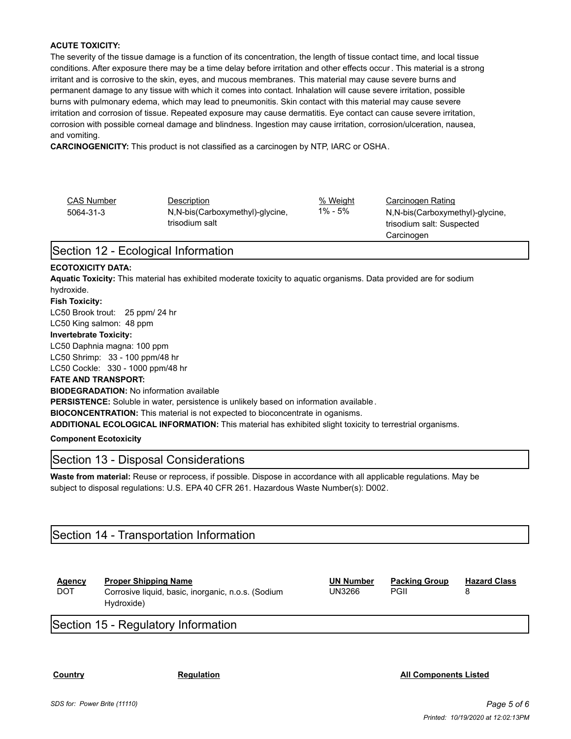**ACUTE TOXICITY:**
The severity of the tissue damage is a function of its concentration, the length of tissue contact time, and local tissue conditions. After exposure there may be a time delay before irritation and other effects occur. This material is a strong irritant and is corrosive to the skin, eyes, and mucous membranes. This material may cause severe burns and permanent damage to any tissue with which it comes into contact. Inhalation will cause severe irritation, possible burns with pulmonary edema, which may lead to pneumonitis. Skin contact with this material may cause severe irritation and corrosion of tissue. Repeated exposure may cause dermatitis. Eye contact can cause severe irritation, corrosion with possible corneal damage and blindness. Ingestion may cause irritation, corrosion/ulceration, nausea, and vomiting.

**CARCINOGENICITY:** This product is not classified as a carcinogen by NTP, IARC or OSHA.

| CAS Number | Description | % Weight | Carcinogen Rating |
|---|---|---|---|
| 5064-31-3 | N,N-bis(Carboxymethyl)-glycine, trisodium salt | 1% - 5% | N,N-bis(Carboxymethyl)-glycine, trisodium salt: Suspected Carcinogen |

## Section 12 - Ecological Information

**ECOTOXICITY DATA:**

**Aquatic Toxicity:** This material has exhibited moderate toxicity to aquatic organisms. Data provided are for sodium hydroxide.

**Fish Toxicity:**

LC50 Brook trout: 25 ppm/ 24 hr

LC50 King salmon: 48 ppm

**Invertebrate Toxicity:**

LC50 Daphnia magna: 100 ppm

LC50 Shrimp: 33 - 100 ppm/48 hr

LC50 Cockle: 330 - 1000 ppm/48 hr

**FATE AND TRANSPORT:**

**BIODEGRADATION:** No information available

**PERSISTENCE:** Soluble in water, persistence is unlikely based on information available.

**BIOCONCENTRATION:** This material is not expected to bioconcentrate in oganisms.

**ADDITIONAL ECOLOGICAL INFORMATION:** This material has exhibited slight toxicity to terrestrial organisms.

**Component Ecotoxicity**

## Section 13 - Disposal Considerations

**Waste from material:** Reuse or reprocess, if possible. Dispose in accordance with all applicable regulations. May be subject to disposal regulations: U.S. EPA 40 CFR 261. Hazardous Waste Number(s): D002.

## Section 14 - Transportation Information

| Agency | Proper Shipping Name | UN Number | Packing Group | Hazard Class |
|---|---|---|---|---|
| DOT | Corrosive liquid, basic, inorganic, n.o.s. (Sodium Hydroxide) | UN3266 | PGII | 8 |

## Section 15 - Regulatory Information

| Country | Regulation | All Components Listed |
|---|---|---|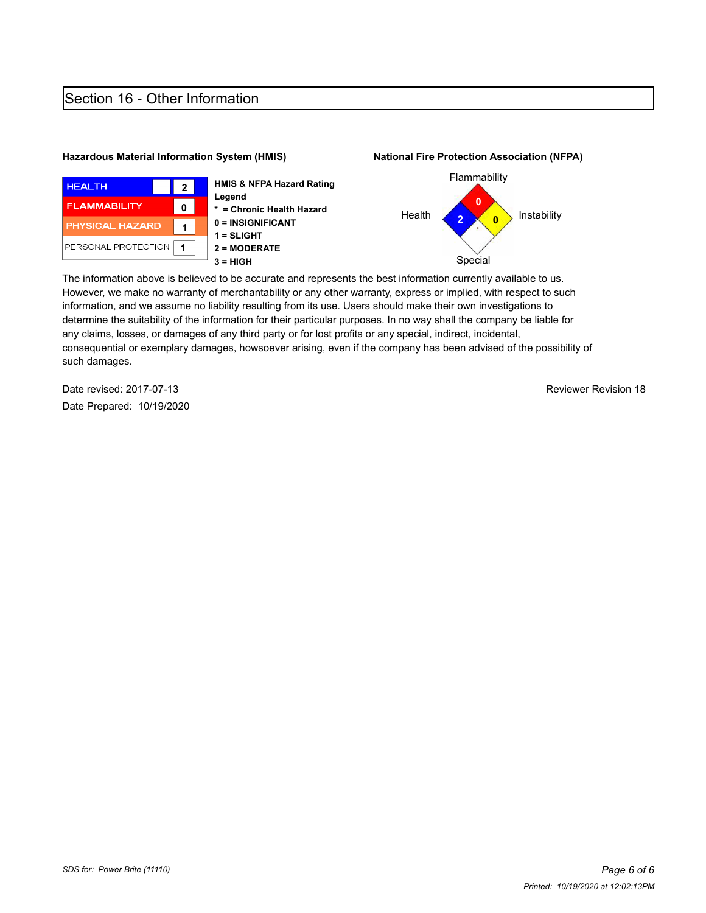## Section 16 - Other Information

**Hazardous Material Information System (HMIS)**

| | |
|---|---|
| HEALTH | 2 |
| FLAMMABILITY | 0 |
| PHYSICAL HAZARD | 1 |
| PERSONAL PROTECTION | 1 |

**HMIS & NFPA Hazard Rating Legend**
**\* = Chronic Health Hazard**
**0 = INSIGNIFICANT**
**1 = SLIGHT**
**2 = MODERATE**
**3 = HIGH**

**National Fire Protection Association (NFPA)**

Flammability
0

Health
2

Instability
0

Special

The information above is believed to be accurate and represents the best information currently available to us. However, we make no warranty of merchantability or any other warranty, express or implied, with respect to such information, and we assume no liability resulting from its use. Users should make their own investigations to determine the suitability of the information for their particular purposes. In no way shall the company be liable for any claims, losses, or damages of any third party or for lost profits or any special, indirect, incidental, consequential or exemplary damages, howsoever arising, even if the company has been advised of the possibility of such damages.

Date revised: 2017-07-13

Reviewer Revision 18

Date Prepared: 10/19/2020

*SDS for: Power Brite (11110)*

*Printed: 10/19/2020 at 12:02:13PM*